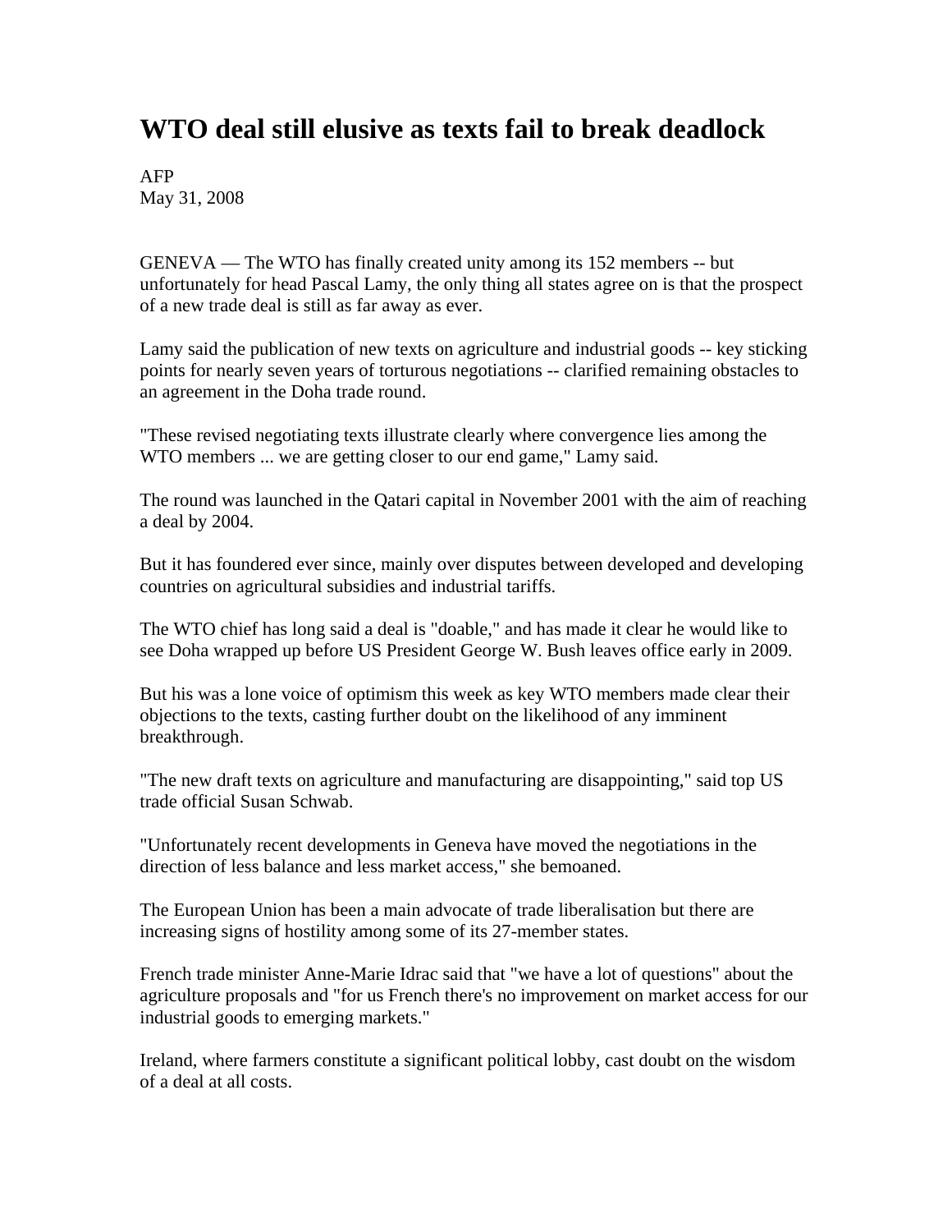# WTO deal still elusive as texts fail to break deadlock

AFP
May 31, 2008

GENEVA — The WTO has finally created unity among its 152 members -- but unfortunately for head Pascal Lamy, the only thing all states agree on is that the prospect of a new trade deal is still as far away as ever.

Lamy said the publication of new texts on agriculture and industrial goods -- key sticking points for nearly seven years of torturous negotiations -- clarified remaining obstacles to an agreement in the Doha trade round.

"These revised negotiating texts illustrate clearly where convergence lies among the WTO members ... we are getting closer to our end game," Lamy said.

The round was launched in the Qatari capital in November 2001 with the aim of reaching a deal by 2004.

But it has foundered ever since, mainly over disputes between developed and developing countries on agricultural subsidies and industrial tariffs.

The WTO chief has long said a deal is "doable," and has made it clear he would like to see Doha wrapped up before US President George W. Bush leaves office early in 2009.

But his was a lone voice of optimism this week as key WTO members made clear their objections to the texts, casting further doubt on the likelihood of any imminent breakthrough.

"The new draft texts on agriculture and manufacturing are disappointing," said top US trade official Susan Schwab.

"Unfortunately recent developments in Geneva have moved the negotiations in the direction of less balance and less market access," she bemoaned.

The European Union has been a main advocate of trade liberalisation but there are increasing signs of hostility among some of its 27-member states.

French trade minister Anne-Marie Idrac said that "we have a lot of questions" about the agriculture proposals and "for us French there's no improvement on market access for our industrial goods to emerging markets."

Ireland, where farmers constitute a significant political lobby, cast doubt on the wisdom of a deal at all costs.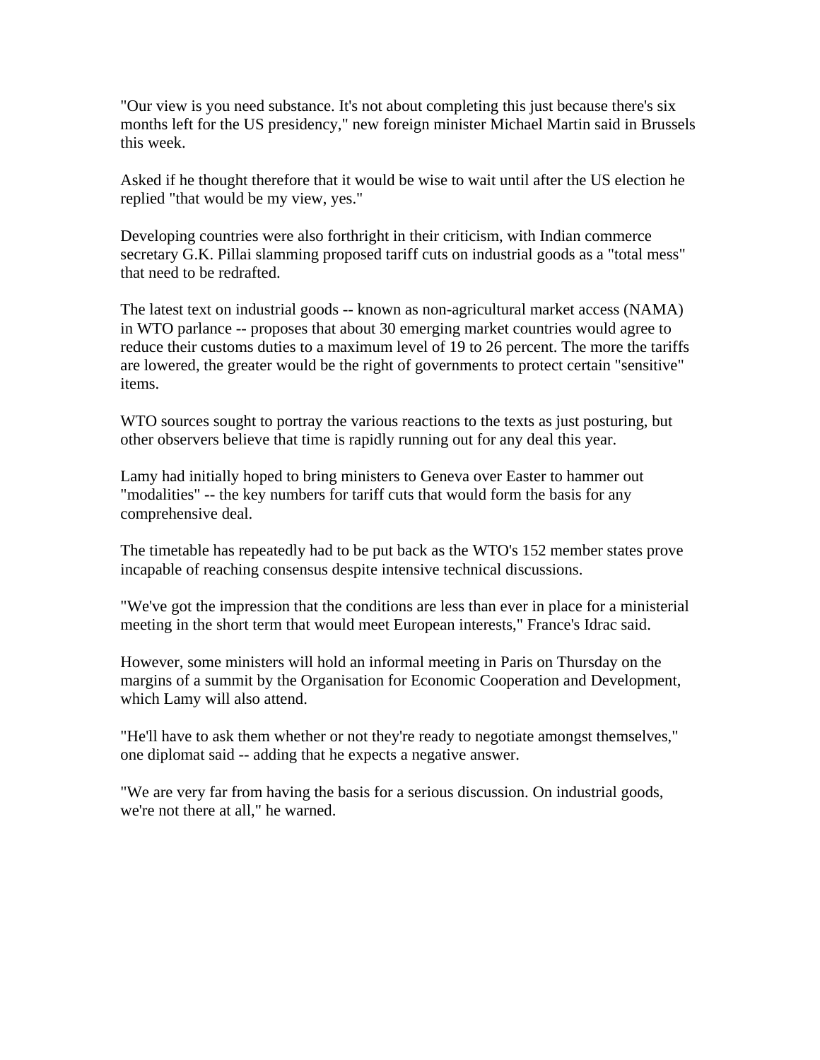"Our view is you need substance. It's not about completing this just because there's six months left for the US presidency," new foreign minister Michael Martin said in Brussels this week.

Asked if he thought therefore that it would be wise to wait until after the US election he replied "that would be my view, yes."

Developing countries were also forthright in their criticism, with Indian commerce secretary G.K. Pillai slamming proposed tariff cuts on industrial goods as a "total mess" that need to be redrafted.

The latest text on industrial goods -- known as non-agricultural market access (NAMA) in WTO parlance -- proposes that about 30 emerging market countries would agree to reduce their customs duties to a maximum level of 19 to 26 percent. The more the tariffs are lowered, the greater would be the right of governments to protect certain "sensitive" items.

WTO sources sought to portray the various reactions to the texts as just posturing, but other observers believe that time is rapidly running out for any deal this year.

Lamy had initially hoped to bring ministers to Geneva over Easter to hammer out "modalities" -- the key numbers for tariff cuts that would form the basis for any comprehensive deal.

The timetable has repeatedly had to be put back as the WTO's 152 member states prove incapable of reaching consensus despite intensive technical discussions.

"We've got the impression that the conditions are less than ever in place for a ministerial meeting in the short term that would meet European interests," France's Idrac said.

However, some ministers will hold an informal meeting in Paris on Thursday on the margins of a summit by the Organisation for Economic Cooperation and Development, which Lamy will also attend.

"He'll have to ask them whether or not they're ready to negotiate amongst themselves," one diplomat said -- adding that he expects a negative answer.

"We are very far from having the basis for a serious discussion. On industrial goods, we're not there at all," he warned.